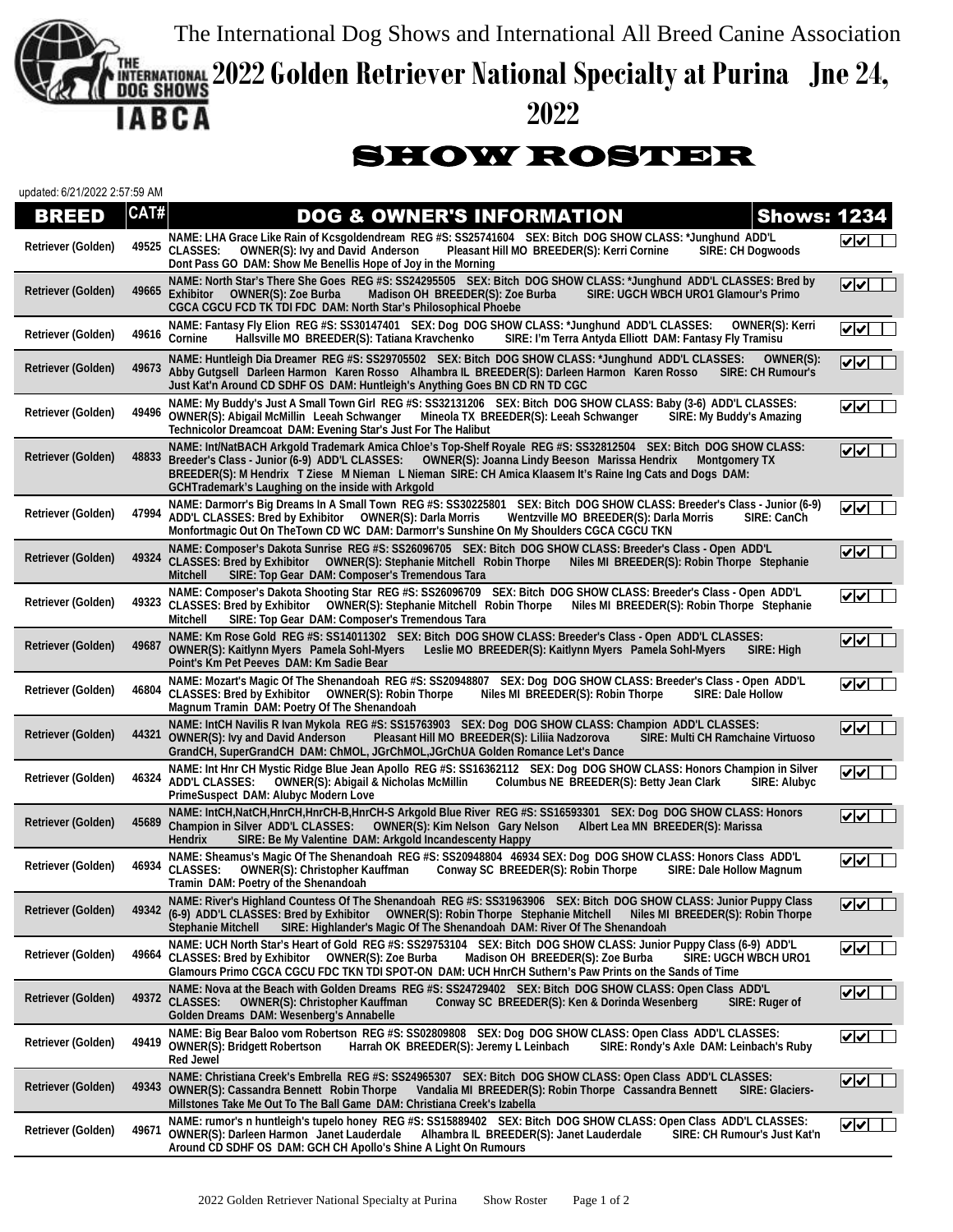The International Dog Shows and International All Breed Canine Association

# 2022 Golden Retriever National Specialty at Purina Jne 24, 2022

## SHOW ROSTER

updated: 6/21/2022 2:57:59 AM

| BREED | CAT# | DOG & OWNER'S INFORMATION | Shows: 1234 |
|---|---|---|---|
| Retriever (Golden) | 49525 | NAME: LHA Grace Like Rain of Kcsgoldendream REG #S: SS25741604 SEX: Bitch DOG SHOW CLASS: *Junghund ADD'L CLASSES: OWNER(S): Ivy and David Anderson Pleasant Hill MO BREEDER(S): Kerri Cornine SIRE: CH Dogwoods Dont Pass GO DAM: Show Me Benellis Hope of Joy in the Morning | ✔✔☐☐ |
| Retriever (Golden) | 49665 | NAME: North Star's There She Goes REG #S: SS24295505 SEX: Bitch DOG SHOW CLASS: *Junghund ADD'L CLASSES: Bred by Exhibitor OWNER(S): Zoe Burba Madison OH BREEDER(S): Zoe Burba SIRE: UGCH WBCH URO1 Glamour's Primo CGCA CGCU FCD TK TDI FDC DAM: North Star's Philosophical Phoebe | ✔✔☐☐ |
| Retriever (Golden) | 49616 | NAME: Fantasy Fly Elion REG #S: SS30147401 SEX: Dog DOG SHOW CLASS: *Junghund ADD'L CLASSES: OWNER(S): Kerri Cornine Hallsville MO BREEDER(S): Tatiana Kravchenko SIRE: I'm Terra Antyda Elliott DAM: Fantasy Fly Tramisu | ✔✔☐☐ |
| Retriever (Golden) | 49673 | NAME: Huntleigh Dia Dreamer REG #S: SS29705502 SEX: Bitch DOG SHOW CLASS: *Junghund ADD'L CLASSES: OWNER(S): Abby Gutgsell Darleen Harmon Karen Rosso Alhambra IL BREEDER(S): Darleen Harmon Karen Rosso SIRE: CH Rumour's Just Kat'n Around CD SDHF OS DAM: Huntleigh's Anything Goes BN CD RN TD CGC | ✔✔☐☐ |
| Retriever (Golden) | 49496 | NAME: My Buddy's Just A Small Town Girl REG #S: SS32131206 SEX: Bitch DOG SHOW CLASS: Baby (3-6) ADD'L CLASSES: OWNER(S): Abigail McMillin Leeah Schwanger Mineola TX BREEDER(S): Leeah Schwanger SIRE: My Buddy's Amazing Technicolor Dreamcoat DAM: Evening Star's Just For The Halibut | ✔✔☐☐ |
| Retriever (Golden) | 48833 | NAME: Int/NatBACH Arkgold Trademark Amica Chloe's Top-Shelf Royale REG #S: SS32812504 SEX: Bitch DOG SHOW CLASS: Breeder's Class - Junior (6-9) ADD'L CLASSES: OWNER(S): Joanna Lindy Beeson Marissa Hendrix Montgomery TX BREEDER(S): M Hendrix T Ziese M Nieman L Nieman SIRE: CH Amica Klaasem It's Raine Ing Cats and Dogs DAM: GCHTrademark's Laughing on the inside with Arkgold | ✔✔☐☐ |
| Retriever (Golden) | 47994 | NAME: Darmorr's Big Dreams In A Small Town REG #S: SS30225801 SEX: Bitch DOG SHOW CLASS: Breeder's Class - Junior (6-9) ADD'L CLASSES: Bred by Exhibitor OWNER(S): Darla Morris Wentzville MO BREEDER(S): Darla Morris SIRE: CanCh Monfortmagic Out On TheTown CD WC DAM: Darmorr's Sunshine On My Shoulders CGCA CGCU TKN | ✔✔☐☐ |
| Retriever (Golden) | 49324 | NAME: Composer's Dakota Sunrise REG #S: SS26096705 SEX: Bitch DOG SHOW CLASS: Breeder's Class - Open ADD'L CLASSES: Bred by Exhibitor OWNER(S): Stephanie Mitchell Robin Thorpe Niles MI BREEDER(S): Robin Thorpe Stephanie Mitchell SIRE: Top Gear DAM: Composer's Tremendous Tara | ✔✔☐☐ |
| Retriever (Golden) | 49323 | NAME: Composer's Dakota Shooting Star REG #S: SS26096709 SEX: Bitch DOG SHOW CLASS: Breeder's Class - Open ADD'L CLASSES: Bred by Exhibitor OWNER(S): Stephanie Mitchell Robin Thorpe Niles MI BREEDER(S): Robin Thorpe Stephanie Mitchell SIRE: Top Gear DAM: Composer's Tremendous Tara | ✔✔☐☐ |
| Retriever (Golden) | 49687 | NAME: Km Rose Gold REG #S: SS14011302 SEX: Bitch DOG SHOW CLASS: Breeder's Class - Open ADD'L CLASSES: OWNER(S): Kaitlynn Myers Pamela Sohl-Myers Leslie MO BREEDER(S): Kaitlynn Myers Pamela Sohl-Myers SIRE: High Point's Km Pet Peeves DAM: Km Sadie Bear | ✔✔☐☐ |
| Retriever (Golden) | 46804 | NAME: Mozart's Magic Of The Shenandoah REG #S: SS20948807 SEX: Dog DOG SHOW CLASS: Breeder's Class - Open ADD'L CLASSES: Bred by Exhibitor OWNER(S): Robin Thorpe Niles MI BREEDER(S): Robin Thorpe SIRE: Dale Hollow Magnum Tramin DAM: Poetry Of The Shenandoah | ✔✔☐☐ |
| Retriever (Golden) | 44321 | NAME: IntCH Navilis R Ivan Mykola REG #S: SS15763903 SEX: Dog DOG SHOW CLASS: Champion ADD'L CLASSES: OWNER(S): Ivy and David Anderson Pleasant Hill MO BREEDER(S): Liliia Nadzorova SIRE: Multi CH Ramchaine Virtuoso GrandCH, SuperGrandCH DAM: ChMOL, JGrChMOL,JGrChUA Golden Romance Let's Dance | ✔✔☐☐ |
| Retriever (Golden) | 46324 | NAME: Int Hnr CH Mystic Ridge Blue Jean Apollo REG #S: SS16362112 SEX: Dog DOG SHOW CLASS: Honors Champion in Silver ADD'L CLASSES: OWNER(S): Abigail & Nicholas McMillin Columbus NE BREEDER(S): Betty Jean Clark SIRE: Alubyc PrimeSuspect DAM: Alubyc Modern Love | ✔✔☐☐ |
| Retriever (Golden) | 45689 | NAME: IntCH,NatCH,HnrCH,HnrCH-B,HnrCH-S Arkgold Blue River REG #S: SS16593301 SEX: Dog DOG SHOW CLASS: Honors Champion in Silver ADD'L CLASSES: OWNER(S): Kim Nelson Gary Nelson Albert Lea MN BREEDER(S): Marissa Hendrix SIRE: Be My Valentine DAM: Arkgold Incandescenty Happy | ✔✔☐☐ |
| Retriever (Golden) | 46934 | NAME: Sheamus's Magic Of The Shenandoah REG #S: SS20948804 46934 SEX: Dog DOG SHOW CLASS: Honors Class ADD'L CLASSES: OWNER(S): Christopher Kauffman Conway SC BREEDER(S): Robin Thorpe SIRE: Dale Hollow Magnum Tramin DAM: Poetry of the Shenandoah | ✔✔☐☐ |
| Retriever (Golden) | 49342 | NAME: River's Highland Countess Of The Shenandoah REG #S: SS31963906 SEX: Bitch DOG SHOW CLASS: Junior Puppy Class (6-9) ADD'L CLASSES: Bred by Exhibitor OWNER(S): Robin Thorpe Stephanie Mitchell Niles MI BREEDER(S): Robin Thorpe Stephanie Mitchell SIRE: Highlander's Magic Of The Shenandoah DAM: River Of The Shenandoah | ✔✔☐☐ |
| Retriever (Golden) | 49664 | NAME: UCH North Star's Heart of Gold REG #S: SS29753104 SEX: Bitch DOG SHOW CLASS: Junior Puppy Class (6-9) ADD'L CLASSES: Bred by Exhibitor OWNER(S): Zoe Burba Madison OH BREEDER(S): Zoe Burba SIRE: UGCH WBCH URO1 Glamours Primo CGCA CGCU FDC TKN TDI SPOT-ON DAM: UCH HnrCH Suthern's Paw Prints on the Sands of Time | ✔✔☐☐ |
| Retriever (Golden) | 49372 | NAME: Nova at the Beach with Golden Dreams REG #S: SS24729402 SEX: Bitch DOG SHOW CLASS: Open Class ADD'L CLASSES: OWNER(S): Christopher Kauffman Conway SC BREEDER(S): Ken & Dorinda Wesenberg SIRE: Ruger of Golden Dreams DAM: Wesenberg's Annabelle | ✔✔☐☐ |
| Retriever (Golden) | 49419 | NAME: Big Bear Baloo vom Robertson REG #S: SS02809808 SEX: Dog DOG SHOW CLASS: Open Class ADD'L CLASSES: OWNER(S): Bridgett Robertson Harrah OK BREEDER(S): Jeremy L Leinbach SIRE: Rondy's Axle DAM: Leinbach's Ruby Red Jewel | ✔✔☐☐ |
| Retriever (Golden) | 49343 | NAME: Christiana Creek's Embrella REG #S: SS24965307 SEX: Bitch DOG SHOW CLASS: Open Class ADD'L CLASSES: OWNER(S): Cassandra Bennett Robin Thorpe Vandalia MI BREEDER(S): Robin Thorpe Cassandra Bennett SIRE: Glaciers-Millstones Take Me Out To The Ball Game DAM: Christiana Creek's Izabella | ✔✔☐☐ |
| Retriever (Golden) | 49671 | NAME: rumor's n huntleigh's tupelo honey REG #S: SS15889402 SEX: Bitch DOG SHOW CLASS: Open Class ADD'L CLASSES: OWNER(S): Darleen Harmon Janet Lauderdale Alhambra IL BREEDER(S): Janet Lauderdale SIRE: CH Rumour's Just Kat'n Around CD SDHF OS DAM: GCH CH Apollo's Shine A Light On Rumours | ✔✔☐☐ |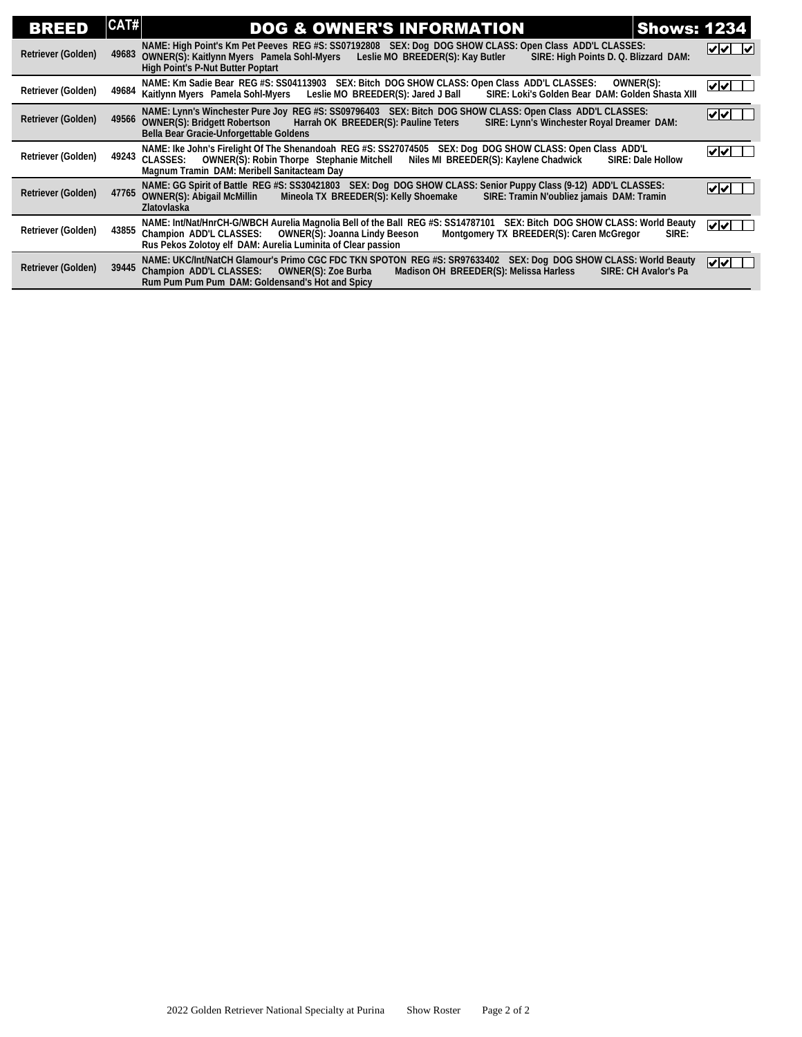| BREED | CAT# | DOG & OWNER'S INFORMATION | Shows: 1234 |
|---|---|---|---|
| Retriever (Golden) | 49683 | NAME: High Point's Km Pet Peeves REG #S: SS07192808 SEX: Dog DOG SHOW CLASS: Open Class ADD'L CLASSES: OWNER(S): Kaitlynn Myers Pamela Sohl-Myers Leslie MO BREEDER(S): Kay Butler SIRE: High Points D. Q. Blizzard DAM: High Point's P-Nut Butter Poptart | ☑☑☐☑ |
| Retriever (Golden) | 49684 | NAME: Km Sadie Bear REG #S: SS04113903 SEX: Bitch DOG SHOW CLASS: Open Class ADD'L CLASSES: OWNER(S): Kaitlynn Myers Pamela Sohl-Myers Leslie MO BREEDER(S): Jared J Ball SIRE: Loki's Golden Bear DAM: Golden Shasta XIII | ☑☑☐☐ |
| Retriever (Golden) | 49566 | NAME: Lynn's Winchester Pure Joy REG #S: SS09796403 SEX: Bitch DOG SHOW CLASS: Open Class ADD'L CLASSES: OWNER(S): Bridgett Robertson Harrah OK BREEDER(S): Pauline Teters SIRE: Lynn's Winchester Royal Dreamer DAM: Bella Bear Gracie-Unforgettable Goldens | ☑☑☐☐ |
| Retriever (Golden) | 49243 | NAME: Ike John's Firelight Of The Shenandoah REG #S: SS27074505 SEX: Dog DOG SHOW CLASS: Open Class ADD'L CLASSES: OWNER(S): Robin Thorpe Stephanie Mitchell Niles MI BREEDER(S): Kaylene Chadwick SIRE: Dale Hollow Magnum Tramin DAM: Meribell Sanitacteam Day | ☑☑☐☐ |
| Retriever (Golden) | 47765 | NAME: GG Spirit of Battle REG #S: SS30421803 SEX: Dog DOG SHOW CLASS: Senior Puppy Class (9-12) ADD'L CLASSES: OWNER(S): Abigail McMillin Mineola TX BREEDER(S): Kelly Shoemake SIRE: Tramin N'oubliez jamais DAM: Tramin Zlatovlaska | ☑☑☐☐ |
| Retriever (Golden) | 43855 | NAME: Int/Nat/HnrCH-G/WBCH Aurelia Magnolia Bell of the Ball REG #S: SS14787101 SEX: Bitch DOG SHOW CLASS: World Beauty Champion ADD'L CLASSES: OWNER(S): Joanna Lindy Beeson Montgomery TX BREEDER(S): Caren McGregor SIRE: Rus Pekos Zolotoy elf DAM: Aurelia Luminita of Clear passion | ☑☑☐☐ |
| Retriever (Golden) | 39445 | NAME: UKC/Int/NatCH Glamour's Primo CGC FDC TKN SPOTON REG #S: SR97633402 SEX: Dog DOG SHOW CLASS: World Beauty Champion ADD'L CLASSES: OWNER(S): Zoe Burba Madison OH BREEDER(S): Melissa Harless SIRE: CH Avalor's Pa Rum Pum Pum Pum DAM: Goldensand's Hot and Spicy | ☑☑☐☐ |

2022 Golden Retriever National Specialty at Purina Show Roster